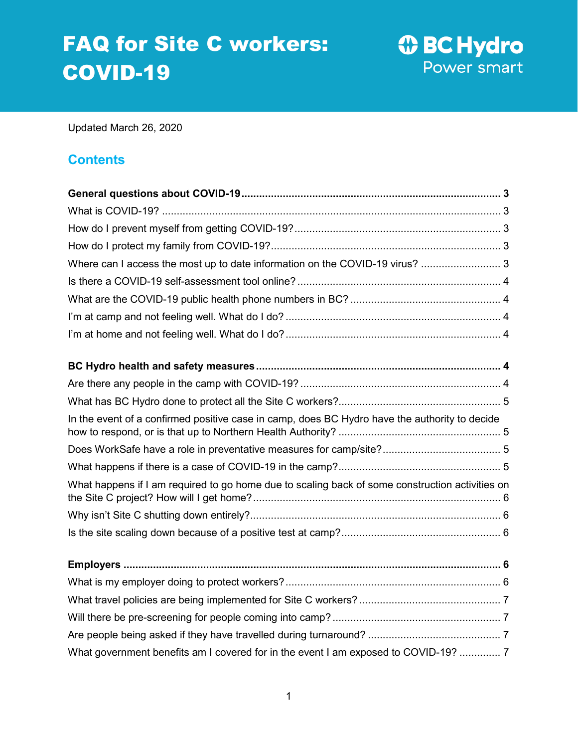# FAQ for Site C workers: COVID-19

BC Hydro
Power smart

Updated March 26, 2020

## Contents

**General questions about COVID-19 ........ 3**

What is COVID-19? ........ 3

How do I prevent myself from getting COVID-19? ........ 3

How do I protect my family from COVID-19? ........ 3

Where can I access the most up to date information on the COVID-19 virus? ........ 3

Is there a COVID-19 self-assessment tool online? ........ 4

What are the COVID-19 public health phone numbers in BC? ........ 4

I'm at camp and not feeling well. What do I do? ........ 4

I'm at home and not feeling well. What do I do? ........ 4

**BC Hydro health and safety measures ........ 4**

Are there any people in the camp with COVID-19? ........ 4

What has BC Hydro done to protect all the Site C workers? ........ 5

In the event of a confirmed positive case in camp, does BC Hydro have the authority to decide how to respond, or is that up to Northern Health Authority? ........ 5

Does WorkSafe have a role in preventative measures for camp/site? ........ 5

What happens if there is a case of COVID-19 in the camp? ........ 5

What happens if I am required to go home due to scaling back of some construction activities on the Site C project? How will I get home? ........ 6

Why isn't Site C shutting down entirely? ........ 6

Is the site scaling down because of a positive test at camp? ........ 6

**Employers ........ 6**

What is my employer doing to protect workers? ........ 6

What travel policies are being implemented for Site C workers? ........ 7

Will there be pre-screening for people coming into camp? ........ 7

Are people being asked if they have travelled during turnaround? ........ 7

What government benefits am I covered for in the event I am exposed to COVID-19? ........ 7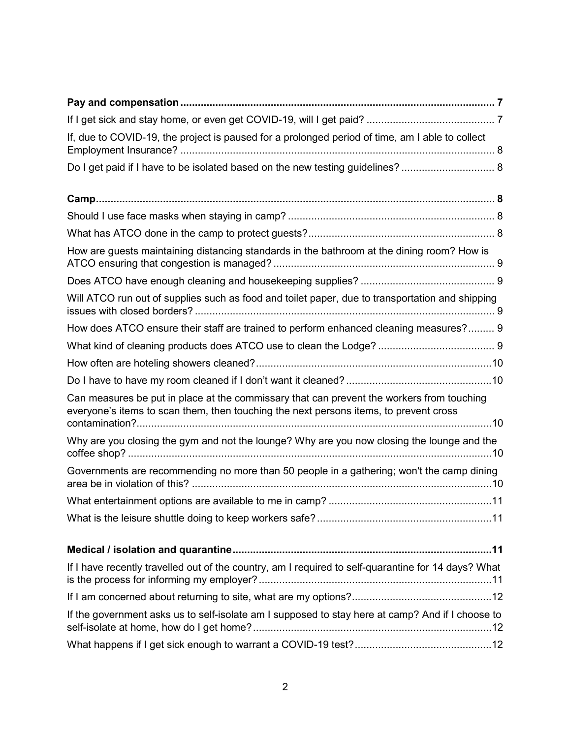**Pay and compensation** ..... 7

If I get sick and stay home, or even get COVID-19, will I get paid? ..... 7

If, due to COVID-19, the project is paused for a prolonged period of time, am I able to collect Employment Insurance? ..... 8

Do I get paid if I have to be isolated based on the new testing guidelines? ..... 8

**Camp** ..... 8

Should I use face masks when staying in camp? ..... 8

What has ATCO done in the camp to protect guests? ..... 8

How are guests maintaining distancing standards in the bathroom at the dining room? How is ATCO ensuring that congestion is managed? ..... 9

Does ATCO have enough cleaning and housekeeping supplies? ..... 9

Will ATCO run out of supplies such as food and toilet paper, due to transportation and shipping issues with closed borders? ..... 9

How does ATCO ensure their staff are trained to perform enhanced cleaning measures? ..... 9

What kind of cleaning products does ATCO use to clean the Lodge? ..... 9

How often are hoteling showers cleaned? ..... 10

Do I have to have my room cleaned if I don't want it cleaned? ..... 10

Can measures be put in place at the commissary that can prevent the workers from touching everyone's items to scan them, then touching the next persons items, to prevent cross contamination? ..... 10

Why are you closing the gym and not the lounge? Why are you now closing the lounge and the coffee shop? ..... 10

Governments are recommending no more than 50 people in a gathering; won't the camp dining area be in violation of this? ..... 10

What entertainment options are available to me in camp? ..... 11

What is the leisure shuttle doing to keep workers safe? ..... 11

**Medical / isolation and quarantine** ..... 11

If I have recently travelled out of the country, am I required to self-quarantine for 14 days? What is the process for informing my employer? ..... 11

If I am concerned about returning to site, what are my options? ..... 12

If the government asks us to self-isolate am I supposed to stay here at camp? And if I choose to self-isolate at home, how do I get home? ..... 12

What happens if I get sick enough to warrant a COVID-19 test? ..... 12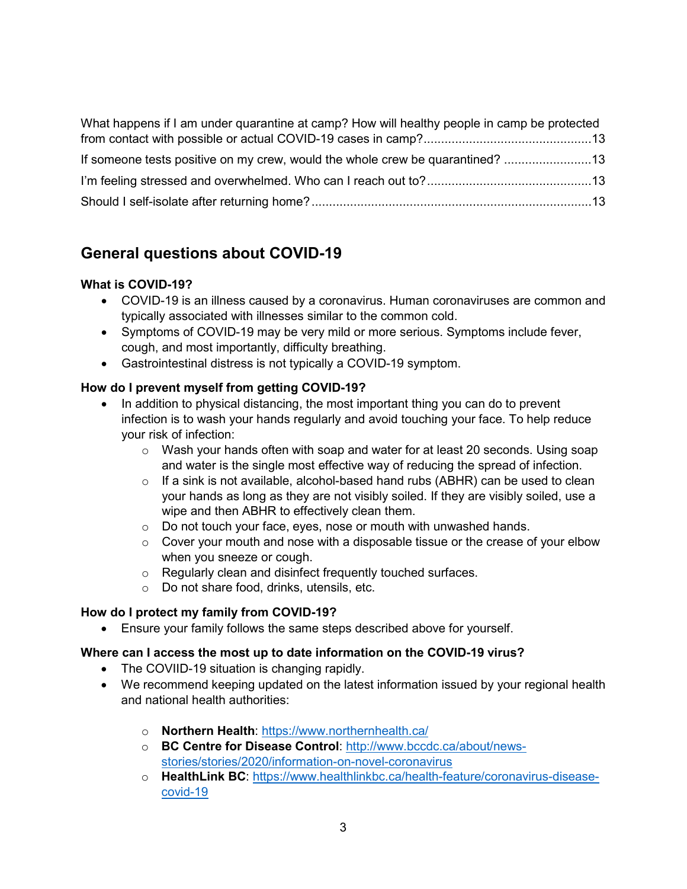What happens if I am under quarantine at camp? How will healthy people in camp be protected from contact with possible or actual COVID-19 cases in camp?...............................................13

If someone tests positive on my crew, would the whole crew be quarantined? .........................13

I'm feeling stressed and overwhelmed. Who can I reach out to?..............................................13

Should I self-isolate after returning home?................................................................................13

## General questions about COVID-19

**What is COVID-19?**

- COVID-19 is an illness caused by a coronavirus. Human coronaviruses are common and typically associated with illnesses similar to the common cold.
- Symptoms of COVID-19 may be very mild or more serious. Symptoms include fever, cough, and most importantly, difficulty breathing.
- Gastrointestinal distress is not typically a COVID-19 symptom.

**How do I prevent myself from getting COVID-19?**

- In addition to physical distancing, the most important thing you can do to prevent infection is to wash your hands regularly and avoid touching your face. To help reduce your risk of infection:
  - Wash your hands often with soap and water for at least 20 seconds. Using soap and water is the single most effective way of reducing the spread of infection.
  - If a sink is not available, alcohol-based hand rubs (ABHR) can be used to clean your hands as long as they are not visibly soiled. If they are visibly soiled, use a wipe and then ABHR to effectively clean them.
  - Do not touch your face, eyes, nose or mouth with unwashed hands.
  - Cover your mouth and nose with a disposable tissue or the crease of your elbow when you sneeze or cough.
  - Regularly clean and disinfect frequently touched surfaces.
  - Do not share food, drinks, utensils, etc.

**How do I protect my family from COVID-19?**

- Ensure your family follows the same steps described above for yourself.

**Where can I access the most up to date information on the COVID-19 virus?**

- The COVIID-19 situation is changing rapidly.
- We recommend keeping updated on the latest information issued by your regional health and national health authorities:
  - **Northern Health**: https://www.northernhealth.ca/
  - **BC Centre for Disease Control**: http://www.bccdc.ca/about/news-stories/stories/2020/information-on-novel-coronavirus
  - **HealthLink BC**: https://www.healthlinkbc.ca/health-feature/coronavirus-disease-covid-19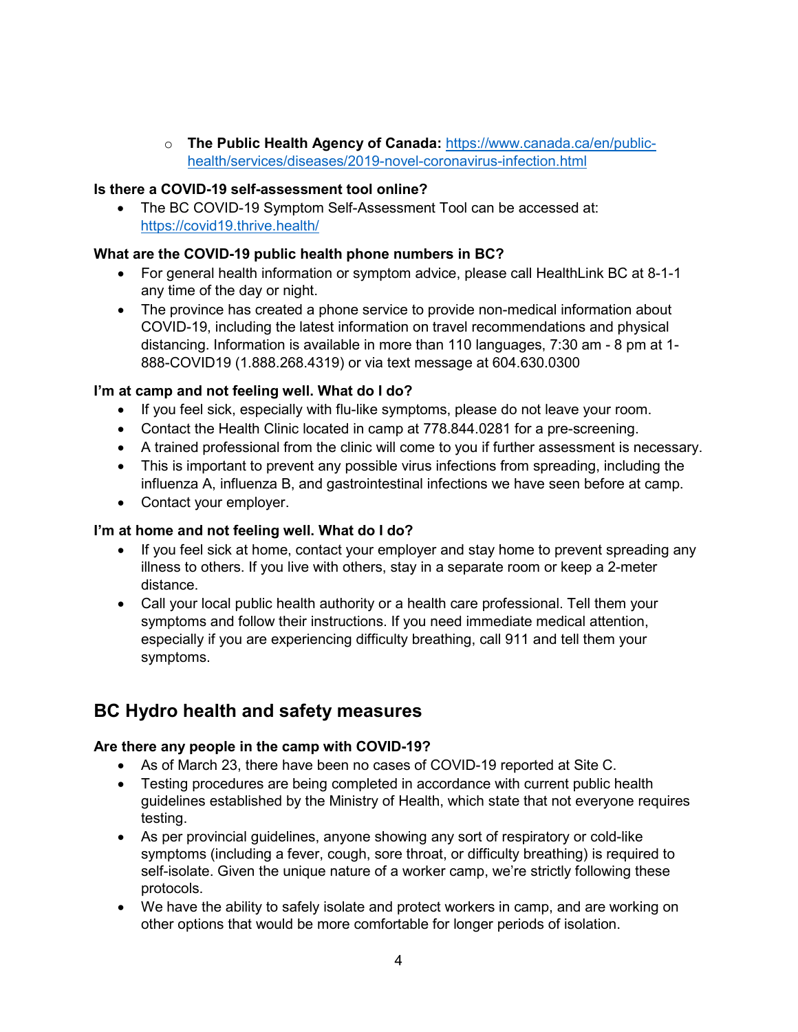- **The Public Health Agency of Canada:** [https://www.canada.ca/en/public-health/services/diseases/2019-novel-coronavirus-infection.html](https://www.canada.ca/en/public-health/services/diseases/2019-novel-coronavirus-infection.html)

**Is there a COVID-19 self-assessment tool online?**

- The BC COVID-19 Symptom Self-Assessment Tool can be accessed at: [https://covid19.thrive.health/](https://covid19.thrive.health/)

**What are the COVID-19 public health phone numbers in BC?**

- For general health information or symptom advice, please call HealthLink BC at 8-1-1 any time of the day or night.
- The province has created a phone service to provide non-medical information about COVID-19, including the latest information on travel recommendations and physical distancing. Information is available in more than 110 languages, 7:30 am - 8 pm at 1-888-COVID19 (1.888.268.4319) or via text message at 604.630.0300

**I'm at camp and not feeling well. What do I do?**

- If you feel sick, especially with flu-like symptoms, please do not leave your room.
- Contact the Health Clinic located in camp at 778.844.0281 for a pre-screening.
- A trained professional from the clinic will come to you if further assessment is necessary.
- This is important to prevent any possible virus infections from spreading, including the influenza A, influenza B, and gastrointestinal infections we have seen before at camp.
- Contact your employer.

**I'm at home and not feeling well. What do I do?**

- If you feel sick at home, contact your employer and stay home to prevent spreading any illness to others. If you live with others, stay in a separate room or keep a 2-meter distance.
- Call your local public health authority or a health care professional. Tell them your symptoms and follow their instructions. If you need immediate medical attention, especially if you are experiencing difficulty breathing, call 911 and tell them your symptoms.

## BC Hydro health and safety measures

**Are there any people in the camp with COVID-19?**

- As of March 23, there have been no cases of COVID-19 reported at Site C.
- Testing procedures are being completed in accordance with current public health guidelines established by the Ministry of Health, which state that not everyone requires testing.
- As per provincial guidelines, anyone showing any sort of respiratory or cold-like symptoms (including a fever, cough, sore throat, or difficulty breathing) is required to self-isolate. Given the unique nature of a worker camp, we're strictly following these protocols.
- We have the ability to safely isolate and protect workers in camp, and are working on other options that would be more comfortable for longer periods of isolation.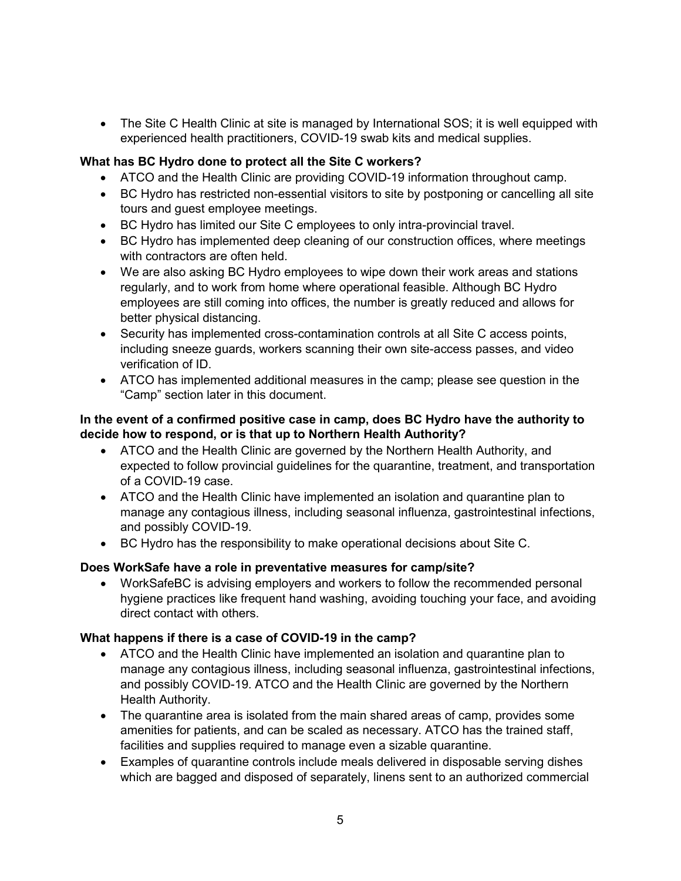- The Site C Health Clinic at site is managed by International SOS; it is well equipped with experienced health practitioners, COVID-19 swab kits and medical supplies.

**What has BC Hydro done to protect all the Site C workers?**

- ATCO and the Health Clinic are providing COVID-19 information throughout camp.
- BC Hydro has restricted non-essential visitors to site by postponing or cancelling all site tours and guest employee meetings.
- BC Hydro has limited our Site C employees to only intra-provincial travel.
- BC Hydro has implemented deep cleaning of our construction offices, where meetings with contractors are often held.
- We are also asking BC Hydro employees to wipe down their work areas and stations regularly, and to work from home where operational feasible. Although BC Hydro employees are still coming into offices, the number is greatly reduced and allows for better physical distancing.
- Security has implemented cross-contamination controls at all Site C access points, including sneeze guards, workers scanning their own site-access passes, and video verification of ID.
- ATCO has implemented additional measures in the camp; please see question in the "Camp" section later in this document.

**In the event of a confirmed positive case in camp, does BC Hydro have the authority to decide how to respond, or is that up to Northern Health Authority?**

- ATCO and the Health Clinic are governed by the Northern Health Authority, and expected to follow provincial guidelines for the quarantine, treatment, and transportation of a COVID-19 case.
- ATCO and the Health Clinic have implemented an isolation and quarantine plan to manage any contagious illness, including seasonal influenza, gastrointestinal infections, and possibly COVID-19.
- BC Hydro has the responsibility to make operational decisions about Site C.

**Does WorkSafe have a role in preventative measures for camp/site?**

- WorkSafeBC is advising employers and workers to follow the recommended personal hygiene practices like frequent hand washing, avoiding touching your face, and avoiding direct contact with others.

**What happens if there is a case of COVID-19 in the camp?**

- ATCO and the Health Clinic have implemented an isolation and quarantine plan to manage any contagious illness, including seasonal influenza, gastrointestinal infections, and possibly COVID-19. ATCO and the Health Clinic are governed by the Northern Health Authority.
- The quarantine area is isolated from the main shared areas of camp, provides some amenities for patients, and can be scaled as necessary. ATCO has the trained staff, facilities and supplies required to manage even a sizable quarantine.
- Examples of quarantine controls include meals delivered in disposable serving dishes which are bagged and disposed of separately, linens sent to an authorized commercial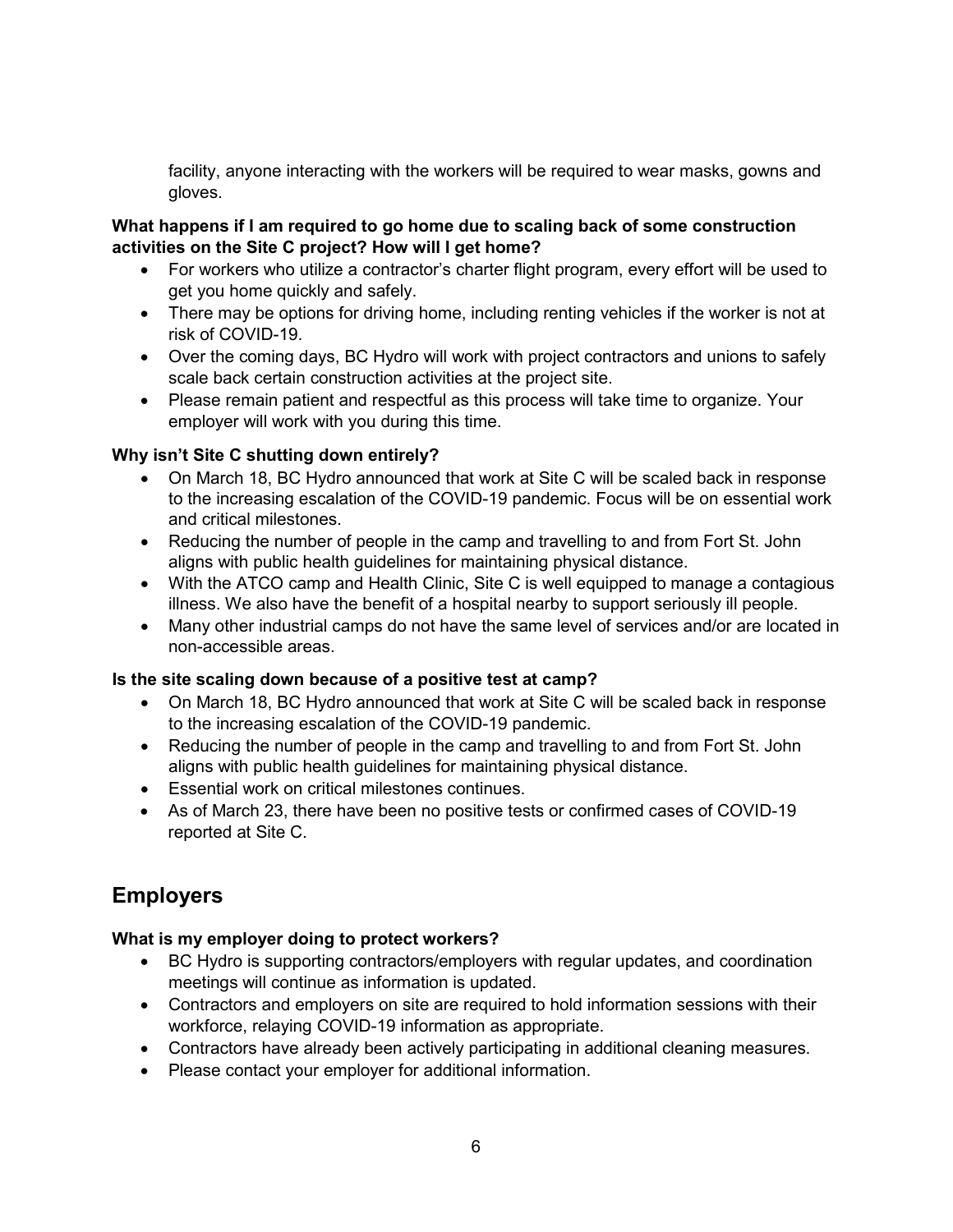facility, anyone interacting with the workers will be required to wear masks, gowns and gloves.

**What happens if I am required to go home due to scaling back of some construction activities on the Site C project? How will I get home?**

- For workers who utilize a contractor's charter flight program, every effort will be used to get you home quickly and safely.
- There may be options for driving home, including renting vehicles if the worker is not at risk of COVID-19.
- Over the coming days, BC Hydro will work with project contractors and unions to safely scale back certain construction activities at the project site.
- Please remain patient and respectful as this process will take time to organize. Your employer will work with you during this time.

**Why isn't Site C shutting down entirely?**

- On March 18, BC Hydro announced that work at Site C will be scaled back in response to the increasing escalation of the COVID-19 pandemic. Focus will be on essential work and critical milestones.
- Reducing the number of people in the camp and travelling to and from Fort St. John aligns with public health guidelines for maintaining physical distance.
- With the ATCO camp and Health Clinic, Site C is well equipped to manage a contagious illness. We also have the benefit of a hospital nearby to support seriously ill people.
- Many other industrial camps do not have the same level of services and/or are located in non-accessible areas.

**Is the site scaling down because of a positive test at camp?**

- On March 18, BC Hydro announced that work at Site C will be scaled back in response to the increasing escalation of the COVID-19 pandemic.
- Reducing the number of people in the camp and travelling to and from Fort St. John aligns with public health guidelines for maintaining physical distance.
- Essential work on critical milestones continues.
- As of March 23, there have been no positive tests or confirmed cases of COVID-19 reported at Site C.

## Employers

**What is my employer doing to protect workers?**

- BC Hydro is supporting contractors/employers with regular updates, and coordination meetings will continue as information is updated.
- Contractors and employers on site are required to hold information sessions with their workforce, relaying COVID-19 information as appropriate.
- Contractors have already been actively participating in additional cleaning measures.
- Please contact your employer for additional information.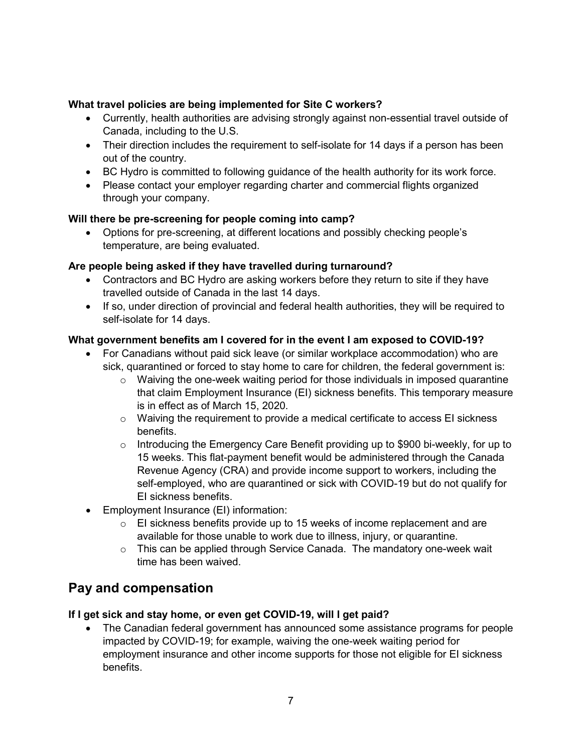**What travel policies are being implemented for Site C workers?**

- Currently, health authorities are advising strongly against non-essential travel outside of Canada, including to the U.S.
- Their direction includes the requirement to self-isolate for 14 days if a person has been out of the country.
- BC Hydro is committed to following guidance of the health authority for its work force.
- Please contact your employer regarding charter and commercial flights organized through your company.

**Will there be pre-screening for people coming into camp?**

- Options for pre-screening, at different locations and possibly checking people's temperature, are being evaluated.

**Are people being asked if they have travelled during turnaround?**

- Contractors and BC Hydro are asking workers before they return to site if they have travelled outside of Canada in the last 14 days.
- If so, under direction of provincial and federal health authorities, they will be required to self-isolate for 14 days.

**What government benefits am I covered for in the event I am exposed to COVID-19?**

- For Canadians without paid sick leave (or similar workplace accommodation) who are sick, quarantined or forced to stay home to care for children, the federal government is:
    - Waiving the one-week waiting period for those individuals in imposed quarantine that claim Employment Insurance (EI) sickness benefits. This temporary measure is in effect as of March 15, 2020.
    - Waiving the requirement to provide a medical certificate to access EI sickness benefits.
    - Introducing the Emergency Care Benefit providing up to $900 bi-weekly, for up to 15 weeks. This flat-payment benefit would be administered through the Canada Revenue Agency (CRA) and provide income support to workers, including the self-employed, who are quarantined or sick with COVID-19 but do not qualify for EI sickness benefits.
- Employment Insurance (EI) information:
    - EI sickness benefits provide up to 15 weeks of income replacement and are available for those unable to work due to illness, injury, or quarantine.
    - This can be applied through Service Canada. The mandatory one-week wait time has been waived.

## Pay and compensation

**If I get sick and stay home, or even get COVID-19, will I get paid?**

- The Canadian federal government has announced some assistance programs for people impacted by COVID-19; for example, waiving the one-week waiting period for employment insurance and other income supports for those not eligible for EI sickness benefits.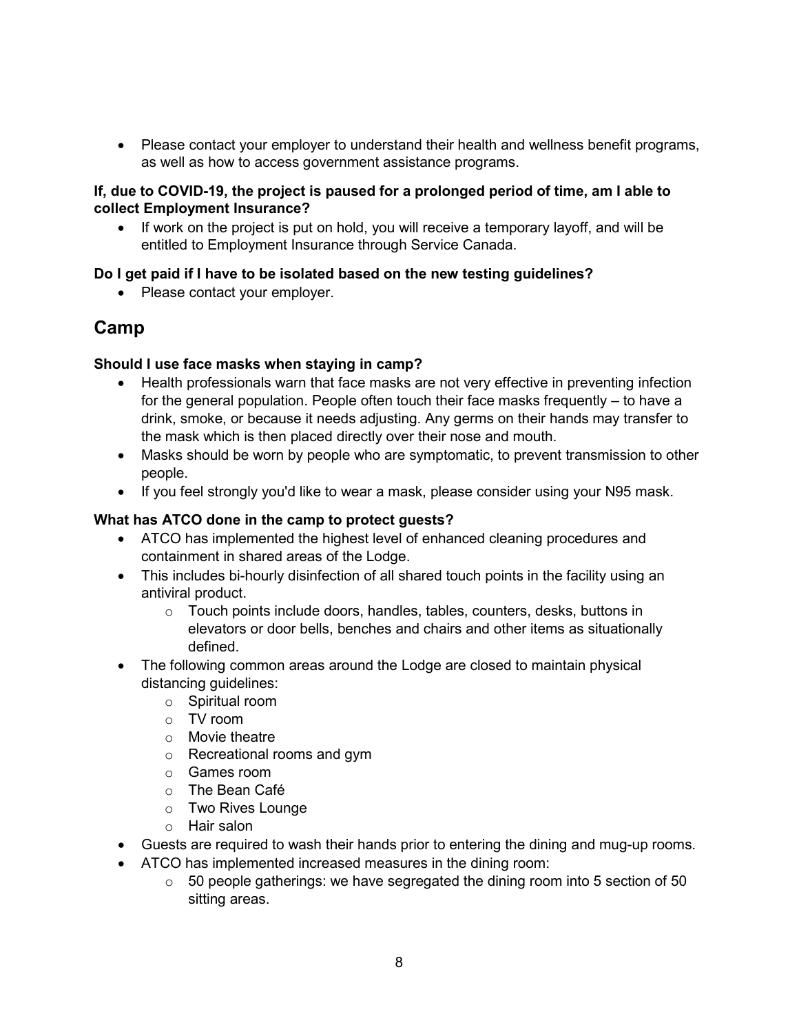- Please contact your employer to understand their health and wellness benefit programs, as well as how to access government assistance programs.

**If, due to COVID-19, the project is paused for a prolonged period of time, am I able to collect Employment Insurance?**

- If work on the project is put on hold, you will receive a temporary layoff, and will be entitled to Employment Insurance through Service Canada.

**Do I get paid if I have to be isolated based on the new testing guidelines?**

- Please contact your employer.

## Camp

**Should I use face masks when staying in camp?**

- Health professionals warn that face masks are not very effective in preventing infection for the general population. People often touch their face masks frequently – to have a drink, smoke, or because it needs adjusting. Any germs on their hands may transfer to the mask which is then placed directly over their nose and mouth.
- Masks should be worn by people who are symptomatic, to prevent transmission to other people.
- If you feel strongly you'd like to wear a mask, please consider using your N95 mask.

**What has ATCO done in the camp to protect guests?**

- ATCO has implemented the highest level of enhanced cleaning procedures and containment in shared areas of the Lodge.
- This includes bi-hourly disinfection of all shared touch points in the facility using an antiviral product.
  - Touch points include doors, handles, tables, counters, desks, buttons in elevators or door bells, benches and chairs and other items as situationally defined.
- The following common areas around the Lodge are closed to maintain physical distancing guidelines:
  - Spiritual room
  - TV room
  - Movie theatre
  - Recreational rooms and gym
  - Games room
  - The Bean Café
  - Two Rives Lounge
  - Hair salon
- Guests are required to wash their hands prior to entering the dining and mug-up rooms.
- ATCO has implemented increased measures in the dining room:
  - 50 people gatherings: we have segregated the dining room into 5 section of 50 sitting areas.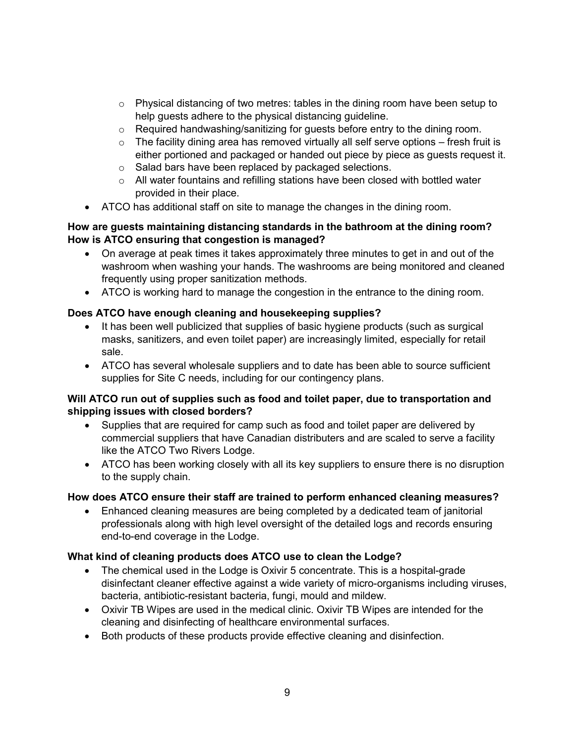- Physical distancing of two metres: tables in the dining room have been setup to help guests adhere to the physical distancing guideline.
  - Required handwashing/sanitizing for guests before entry to the dining room.
  - The facility dining area has removed virtually all self serve options – fresh fruit is either portioned and packaged or handed out piece by piece as guests request it.
  - Salad bars have been replaced by packaged selections.
  - All water fountains and refilling stations have been closed with bottled water provided in their place.
- ATCO has additional staff on site to manage the changes in the dining room.

**How are guests maintaining distancing standards in the bathroom at the dining room? How is ATCO ensuring that congestion is managed?**

- On average at peak times it takes approximately three minutes to get in and out of the washroom when washing your hands. The washrooms are being monitored and cleaned frequently using proper sanitization methods.
- ATCO is working hard to manage the congestion in the entrance to the dining room.

**Does ATCO have enough cleaning and housekeeping supplies?**

- It has been well publicized that supplies of basic hygiene products (such as surgical masks, sanitizers, and even toilet paper) are increasingly limited, especially for retail sale.
- ATCO has several wholesale suppliers and to date has been able to source sufficient supplies for Site C needs, including for our contingency plans.

**Will ATCO run out of supplies such as food and toilet paper, due to transportation and shipping issues with closed borders?**

- Supplies that are required for camp such as food and toilet paper are delivered by commercial suppliers that have Canadian distributers and are scaled to serve a facility like the ATCO Two Rivers Lodge.
- ATCO has been working closely with all its key suppliers to ensure there is no disruption to the supply chain.

**How does ATCO ensure their staff are trained to perform enhanced cleaning measures?**

- Enhanced cleaning measures are being completed by a dedicated team of janitorial professionals along with high level oversight of the detailed logs and records ensuring end-to-end coverage in the Lodge.

**What kind of cleaning products does ATCO use to clean the Lodge?**

- The chemical used in the Lodge is Oxivir 5 concentrate. This is a hospital-grade disinfectant cleaner effective against a wide variety of micro-organisms including viruses, bacteria, antibiotic-resistant bacteria, fungi, mould and mildew.
- Oxivir TB Wipes are used in the medical clinic. Oxivir TB Wipes are intended for the cleaning and disinfecting of healthcare environmental surfaces.
- Both products of these products provide effective cleaning and disinfection.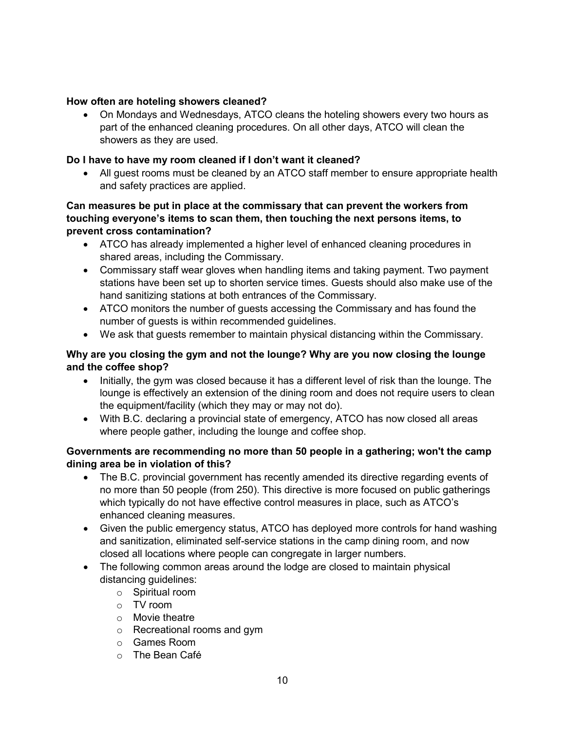**How often are hoteling showers cleaned?**

- On Mondays and Wednesdays, ATCO cleans the hoteling showers every two hours as part of the enhanced cleaning procedures. On all other days, ATCO will clean the showers as they are used.

**Do I have to have my room cleaned if I don't want it cleaned?**

- All guest rooms must be cleaned by an ATCO staff member to ensure appropriate health and safety practices are applied.

**Can measures be put in place at the commissary that can prevent the workers from touching everyone's items to scan them, then touching the next persons items, to prevent cross contamination?**

- ATCO has already implemented a higher level of enhanced cleaning procedures in shared areas, including the Commissary.
- Commissary staff wear gloves when handling items and taking payment. Two payment stations have been set up to shorten service times. Guests should also make use of the hand sanitizing stations at both entrances of the Commissary.
- ATCO monitors the number of guests accessing the Commissary and has found the number of guests is within recommended guidelines.
- We ask that guests remember to maintain physical distancing within the Commissary.

**Why are you closing the gym and not the lounge? Why are you now closing the lounge and the coffee shop?**

- Initially, the gym was closed because it has a different level of risk than the lounge. The lounge is effectively an extension of the dining room and does not require users to clean the equipment/facility (which they may or may not do).
- With B.C. declaring a provincial state of emergency, ATCO has now closed all areas where people gather, including the lounge and coffee shop.

**Governments are recommending no more than 50 people in a gathering; won't the camp dining area be in violation of this?**

- The B.C. provincial government has recently amended its directive regarding events of no more than 50 people (from 250). This directive is more focused on public gatherings which typically do not have effective control measures in place, such as ATCO's enhanced cleaning measures.
- Given the public emergency status, ATCO has deployed more controls for hand washing and sanitization, eliminated self-service stations in the camp dining room, and now closed all locations where people can congregate in larger numbers.
- The following common areas around the lodge are closed to maintain physical distancing guidelines:
  - Spiritual room
  - TV room
  - Movie theatre
  - Recreational rooms and gym
  - Games Room
  - The Bean Café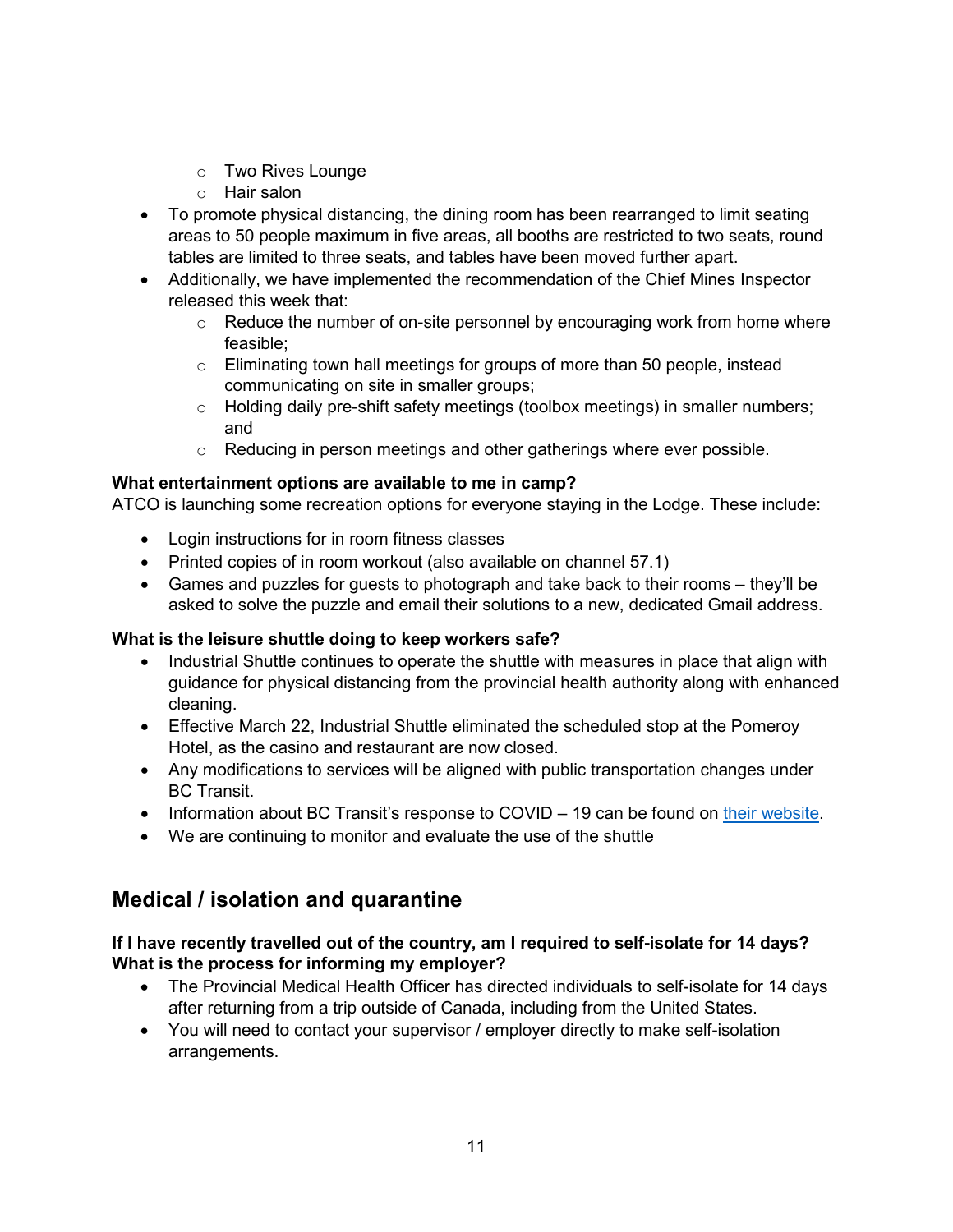- Two Rives Lounge
    - Hair salon
- To promote physical distancing, the dining room has been rearranged to limit seating areas to 50 people maximum in five areas, all booths are restricted to two seats, round tables are limited to three seats, and tables have been moved further apart.
- Additionally, we have implemented the recommendation of the Chief Mines Inspector released this week that:
    - Reduce the number of on-site personnel by encouraging work from home where feasible;
    - Eliminating town hall meetings for groups of more than 50 people, instead communicating on site in smaller groups;
    - Holding daily pre-shift safety meetings (toolbox meetings) in smaller numbers; and
    - Reducing in person meetings and other gatherings where ever possible.

**What entertainment options are available to me in camp?**

ATCO is launching some recreation options for everyone staying in the Lodge. These include:

- Login instructions for in room fitness classes
- Printed copies of in room workout (also available on channel 57.1)
- Games and puzzles for guests to photograph and take back to their rooms – they'll be asked to solve the puzzle and email their solutions to a new, dedicated Gmail address.

**What is the leisure shuttle doing to keep workers safe?**

- Industrial Shuttle continues to operate the shuttle with measures in place that align with guidance for physical distancing from the provincial health authority along with enhanced cleaning.
- Effective March 22, Industrial Shuttle eliminated the scheduled stop at the Pomeroy Hotel, as the casino and restaurant are now closed.
- Any modifications to services will be aligned with public transportation changes under BC Transit.
- Information about BC Transit's response to COVID – 19 can be found on their website.
- We are continuing to monitor and evaluate the use of the shuttle

## Medical / isolation and quarantine

**If I have recently travelled out of the country, am I required to self-isolate for 14 days? What is the process for informing my employer?**

- The Provincial Medical Health Officer has directed individuals to self-isolate for 14 days after returning from a trip outside of Canada, including from the United States.
- You will need to contact your supervisor / employer directly to make self-isolation arrangements.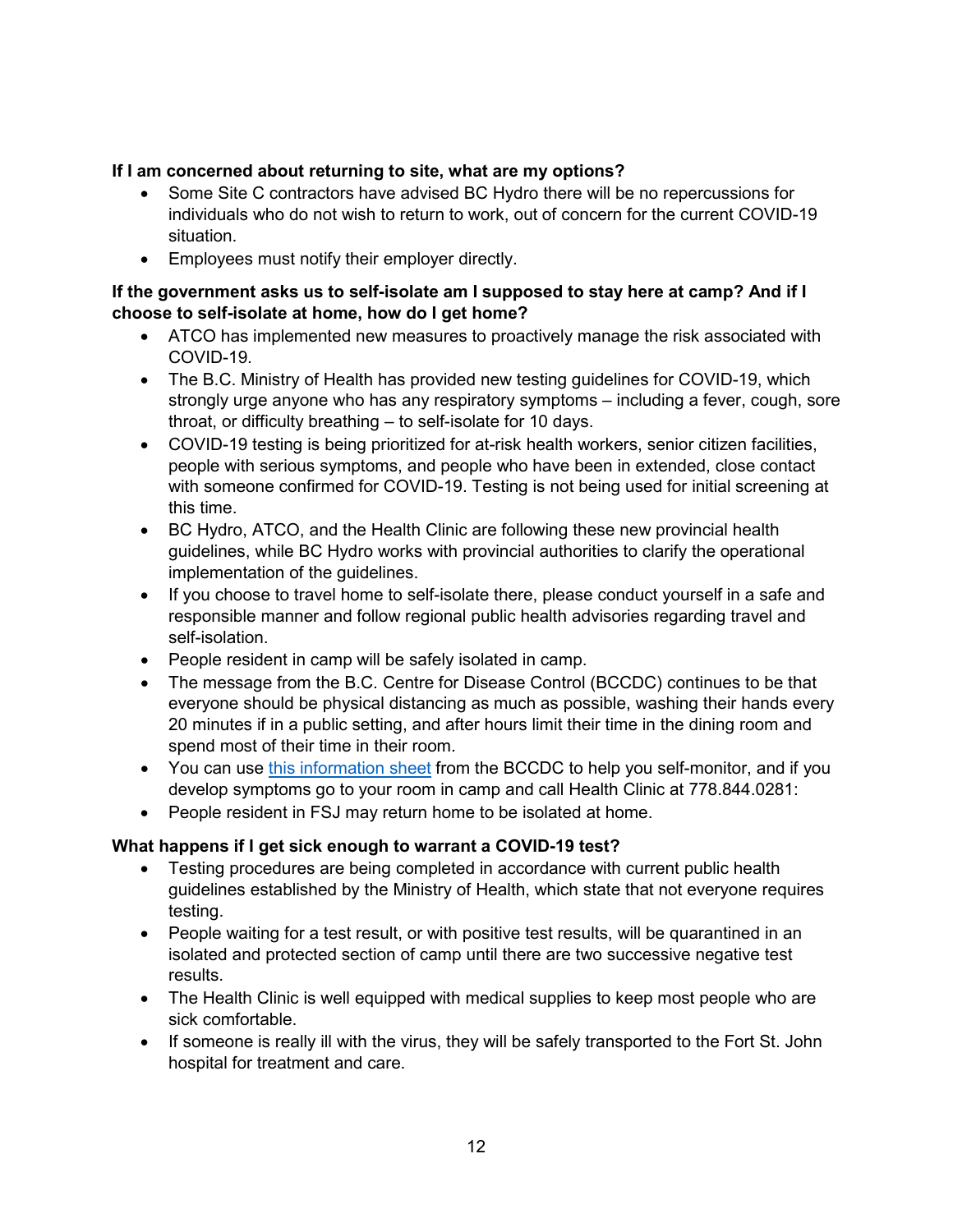**If I am concerned about returning to site, what are my options?**

- Some Site C contractors have advised BC Hydro there will be no repercussions for individuals who do not wish to return to work, out of concern for the current COVID-19 situation.
- Employees must notify their employer directly.

**If the government asks us to self-isolate am I supposed to stay here at camp? And if I choose to self-isolate at home, how do I get home?**

- ATCO has implemented new measures to proactively manage the risk associated with COVID-19.
- The B.C. Ministry of Health has provided new testing guidelines for COVID-19, which strongly urge anyone who has any respiratory symptoms – including a fever, cough, sore throat, or difficulty breathing – to self-isolate for 10 days.
- COVID-19 testing is being prioritized for at-risk health workers, senior citizen facilities, people with serious symptoms, and people who have been in extended, close contact with someone confirmed for COVID-19. Testing is not being used for initial screening at this time.
- BC Hydro, ATCO, and the Health Clinic are following these new provincial health guidelines, while BC Hydro works with provincial authorities to clarify the operational implementation of the guidelines.
- If you choose to travel home to self-isolate there, please conduct yourself in a safe and responsible manner and follow regional public health advisories regarding travel and self-isolation.
- People resident in camp will be safely isolated in camp.
- The message from the B.C. Centre for Disease Control (BCCDC) continues to be that everyone should be physical distancing as much as possible, washing their hands every 20 minutes if in a public setting, and after hours limit their time in the dining room and spend most of their time in their room.
- You can use this information sheet from the BCCDC to help you self-monitor, and if you develop symptoms go to your room in camp and call Health Clinic at 778.844.0281:
- People resident in FSJ may return home to be isolated at home.

**What happens if I get sick enough to warrant a COVID-19 test?**

- Testing procedures are being completed in accordance with current public health guidelines established by the Ministry of Health, which state that not everyone requires testing.
- People waiting for a test result, or with positive test results, will be quarantined in an isolated and protected section of camp until there are two successive negative test results.
- The Health Clinic is well equipped with medical supplies to keep most people who are sick comfortable.
- If someone is really ill with the virus, they will be safely transported to the Fort St. John hospital for treatment and care.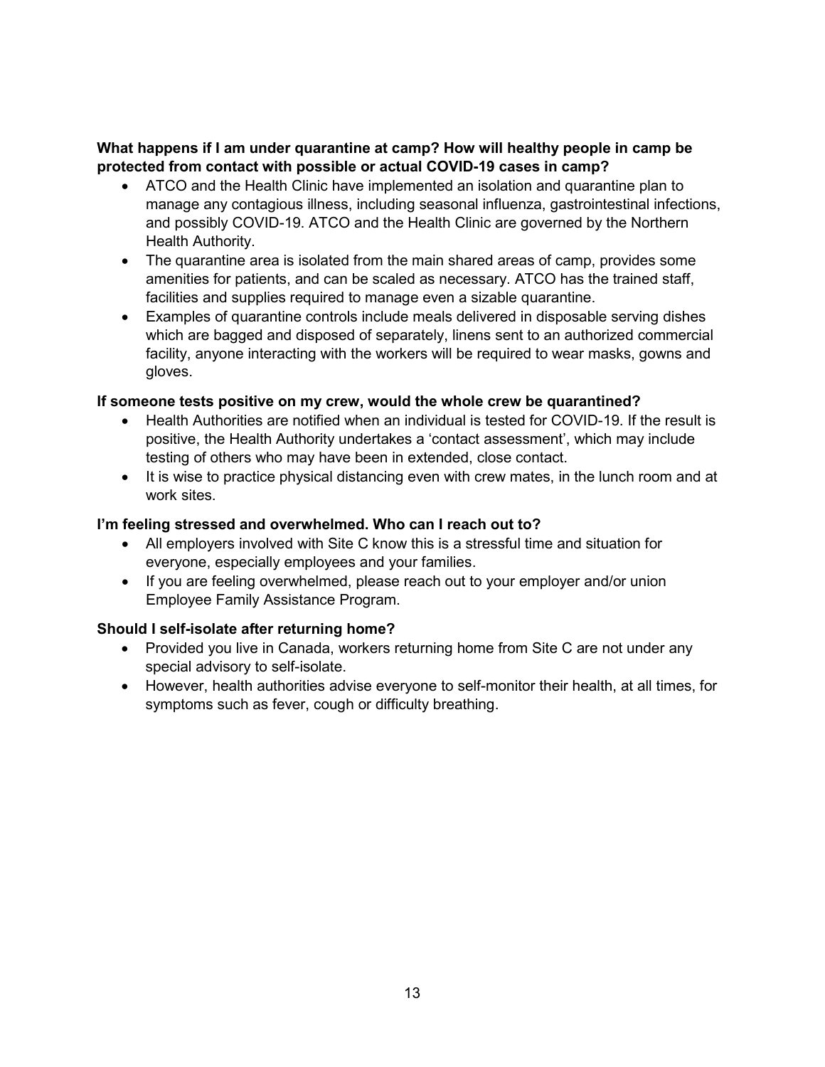**What happens if I am under quarantine at camp? How will healthy people in camp be protected from contact with possible or actual COVID-19 cases in camp?**

- ATCO and the Health Clinic have implemented an isolation and quarantine plan to manage any contagious illness, including seasonal influenza, gastrointestinal infections, and possibly COVID-19. ATCO and the Health Clinic are governed by the Northern Health Authority.
- The quarantine area is isolated from the main shared areas of camp, provides some amenities for patients, and can be scaled as necessary. ATCO has the trained staff, facilities and supplies required to manage even a sizable quarantine.
- Examples of quarantine controls include meals delivered in disposable serving dishes which are bagged and disposed of separately, linens sent to an authorized commercial facility, anyone interacting with the workers will be required to wear masks, gowns and gloves.

**If someone tests positive on my crew, would the whole crew be quarantined?**

- Health Authorities are notified when an individual is tested for COVID-19. If the result is positive, the Health Authority undertakes a 'contact assessment', which may include testing of others who may have been in extended, close contact.
- It is wise to practice physical distancing even with crew mates, in the lunch room and at work sites.

**I'm feeling stressed and overwhelmed. Who can I reach out to?**

- All employers involved with Site C know this is a stressful time and situation for everyone, especially employees and your families.
- If you are feeling overwhelmed, please reach out to your employer and/or union Employee Family Assistance Program.

**Should I self-isolate after returning home?**

- Provided you live in Canada, workers returning home from Site C are not under any special advisory to self-isolate.
- However, health authorities advise everyone to self-monitor their health, at all times, for symptoms such as fever, cough or difficulty breathing.